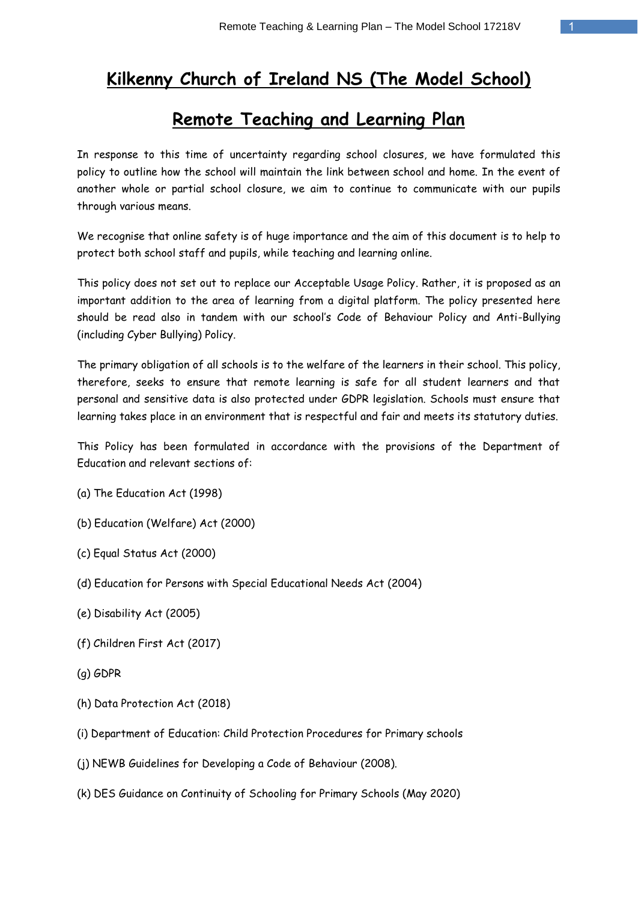# Kilkenny Church of Ireland NS (The Model School)

## Remote Teaching and Learning Plan

In response to this time of uncertainty regarding school closures, we have formulated this policy to outline how the school will maintain the link between school and home. In the event of another whole or partial school closure, we aim to continue to communicate with our pupils through various means.

We recognise that online safety is of huge importance and the aim of this document is to help to protect both school staff and pupils, while teaching and learning online.

This policy does not set out to replace our Acceptable Usage Policy. Rather, it is proposed as an important addition to the area of learning from a digital platform. The policy presented here should be read also in tandem with our school's Code of Behaviour Policy and Anti-Bullying (including Cyber Bullying) Policy.

The primary obligation of all schools is to the welfare of the learners in their school. This policy, therefore, seeks to ensure that remote learning is safe for all student learners and that personal and sensitive data is also protected under GDPR legislation. Schools must ensure that learning takes place in an environment that is respectful and fair and meets its statutory duties.

This Policy has been formulated in accordance with the provisions of the Department of Education and relevant sections of:

(a) The Education Act (1998)

(b) Education (Welfare) Act (2000)

(c) Equal Status Act (2000)

(d) Education for Persons with Special Educational Needs Act (2004)

(e) Disability Act (2005)

(f) Children First Act (2017)

(g) GDPR

(h) Data Protection Act (2018)

(i) Department of Education: Child Protection Procedures for Primary schools

(j) NEWB Guidelines for Developing a Code of Behaviour (2008).

(k) DES Guidance on Continuity of Schooling for Primary Schools (May 2020)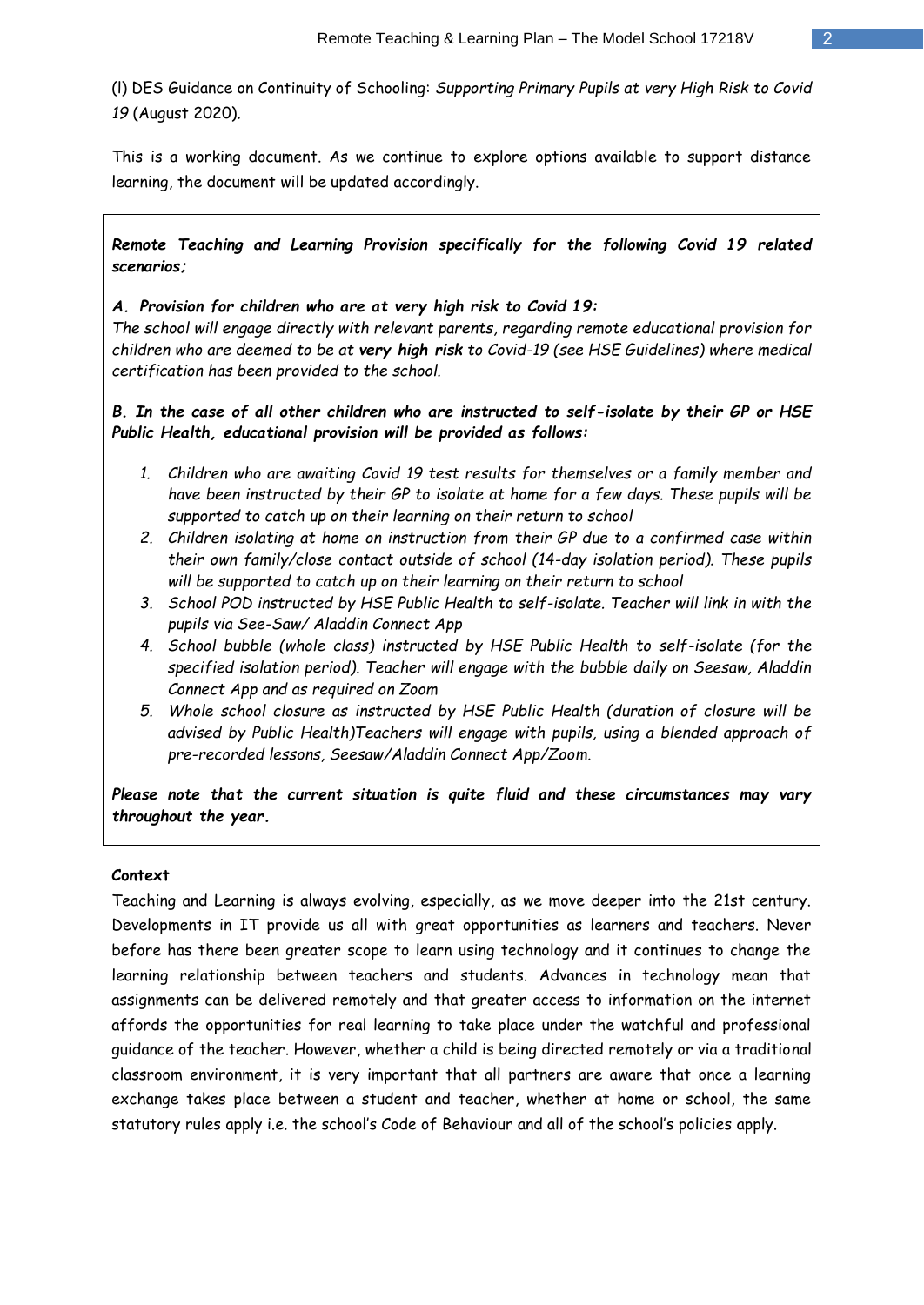(l) DES Guidance on Continuity of Schooling: *Supporting Primary Pupils at very High Risk to Covid 19* (August 2020).

This is a working document. As we continue to explore options available to support distance learning, the document will be updated accordingly.

***Remote Teaching and Learning Provision specifically for the following Covid 19 related scenarios;***

***A. Provision for children who are at very high risk to Covid 19:***
*The school will engage directly with relevant parents, regarding remote educational provision for children who are deemed to be at **very high risk** to Covid-19 (see HSE Guidelines) where medical certification has been provided to the school.*

***B. In the case of all other children who are instructed to self-isolate by their GP or HSE Public Health, educational provision will be provided as follows:***

1. *Children who are awaiting Covid 19 test results for themselves or a family member and have been instructed by their GP to isolate at home for a few days. These pupils will be supported to catch up on their learning on their return to school*
2. *Children isolating at home on instruction from their GP due to a confirmed case within their own family/close contact outside of school (14-day isolation period). These pupils will be supported to catch up on their learning on their return to school*
3. *School POD instructed by HSE Public Health to self-isolate. Teacher will link in with the pupils via See-Saw/ Aladdin Connect App*
4. *School bubble (whole class) instructed by HSE Public Health to self-isolate (for the specified isolation period). Teacher will engage with the bubble daily on Seesaw, Aladdin Connect App and as required on Zoom*
5. *Whole school closure as instructed by HSE Public Health (duration of closure will be advised by Public Health)Teachers will engage with pupils, using a blended approach of pre-recorded lessons, Seesaw/Aladdin Connect App/Zoom.*

***Please note that the current situation is quite fluid and these circumstances may vary throughout the year.***

**Context**

Teaching and Learning is always evolving, especially, as we move deeper into the 21st century. Developments in IT provide us all with great opportunities as learners and teachers. Never before has there been greater scope to learn using technology and it continues to change the learning relationship between teachers and students. Advances in technology mean that assignments can be delivered remotely and that greater access to information on the internet affords the opportunities for real learning to take place under the watchful and professional guidance of the teacher. However, whether a child is being directed remotely or via a traditional classroom environment, it is very important that all partners are aware that once a learning exchange takes place between a student and teacher, whether at home or school, the same statutory rules apply i.e. the school's Code of Behaviour and all of the school's policies apply.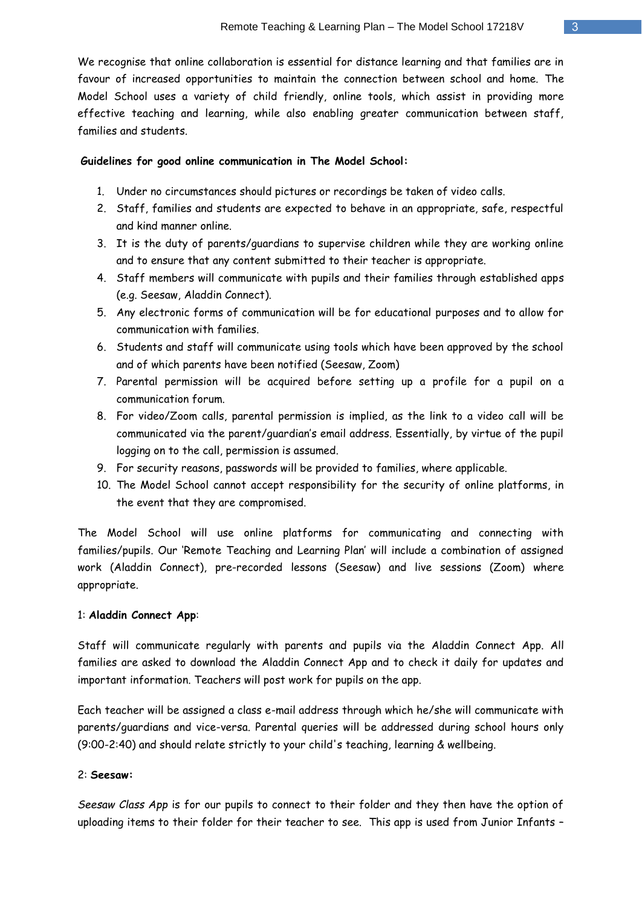We recognise that online collaboration is essential for distance learning and that families are in favour of increased opportunities to maintain the connection between school and home. The Model School uses a variety of child friendly, online tools, which assist in providing more effective teaching and learning, while also enabling greater communication between staff, families and students.

**Guidelines for good online communication in The Model School:**

1. Under no circumstances should pictures or recordings be taken of video calls.
2. Staff, families and students are expected to behave in an appropriate, safe, respectful and kind manner online.
3. It is the duty of parents/guardians to supervise children while they are working online and to ensure that any content submitted to their teacher is appropriate.
4. Staff members will communicate with pupils and their families through established apps (e.g. Seesaw, Aladdin Connect).
5. Any electronic forms of communication will be for educational purposes and to allow for communication with families.
6. Students and staff will communicate using tools which have been approved by the school and of which parents have been notified (Seesaw, Zoom)
7. Parental permission will be acquired before setting up a profile for a pupil on a communication forum.
8. For video/Zoom calls, parental permission is implied, as the link to a video call will be communicated via the parent/guardian's email address. Essentially, by virtue of the pupil logging on to the call, permission is assumed.
9. For security reasons, passwords will be provided to families, where applicable.
10. The Model School cannot accept responsibility for the security of online platforms, in the event that they are compromised.

The Model School will use online platforms for communicating and connecting with families/pupils. Our 'Remote Teaching and Learning Plan' will include a combination of assigned work (Aladdin Connect), pre-recorded lessons (Seesaw) and live sessions (Zoom) where appropriate.

1: **Aladdin Connect App**:

Staff will communicate regularly with parents and pupils via the Aladdin Connect App. All families are asked to download the Aladdin Connect App and to check it daily for updates and important information. Teachers will post work for pupils on the app.

Each teacher will be assigned a class e-mail address through which he/she will communicate with parents/guardians and vice-versa. Parental queries will be addressed during school hours only (9:00-2:40) and should relate strictly to your child's teaching, learning & wellbeing.

2: **Seesaw:**

*Seesaw Class App* is for our pupils to connect to their folder and they then have the option of uploading items to their folder for their teacher to see. This app is used from Junior Infants –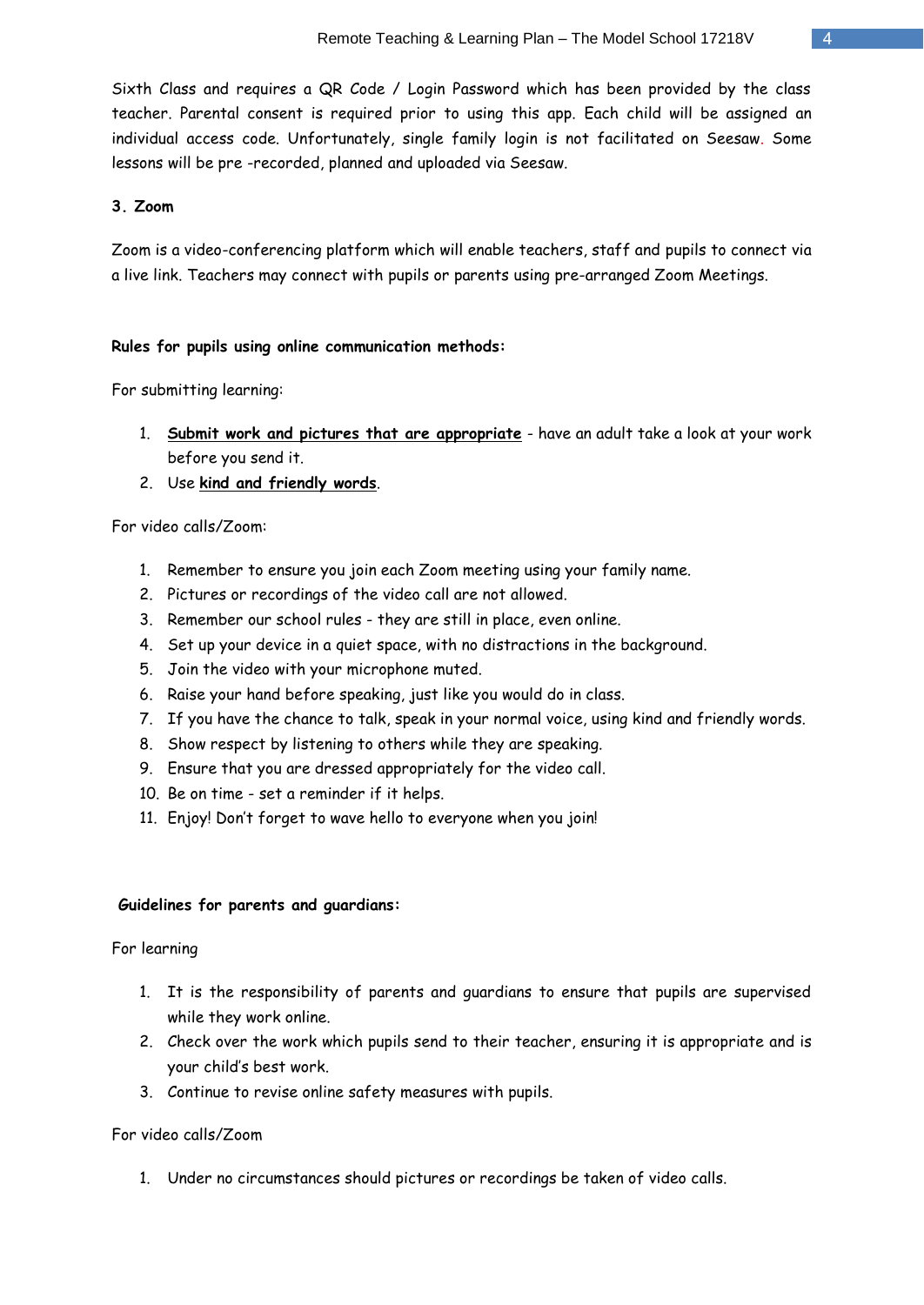Sixth Class and requires a QR Code / Login Password which has been provided by the class teacher. Parental consent is required prior to using this app. Each child will be assigned an individual access code. Unfortunately, single family login is not facilitated on Seesaw. Some lessons will be pre -recorded, planned and uploaded via Seesaw.

### 3. Zoom

Zoom is a video-conferencing platform which will enable teachers, staff and pupils to connect via a live link. Teachers may connect with pupils or parents using pre-arranged Zoom Meetings.

**Rules for pupils using online communication methods:**

For submitting learning:

1. **Submit work and pictures that are appropriate** - have an adult take a look at your work before you send it.
2. Use **kind and friendly words**.

For video calls/Zoom:

1. Remember to ensure you join each Zoom meeting using your family name.
2. Pictures or recordings of the video call are not allowed.
3. Remember our school rules - they are still in place, even online.
4. Set up your device in a quiet space, with no distractions in the background.
5. Join the video with your microphone muted.
6. Raise your hand before speaking, just like you would do in class.
7. If you have the chance to talk, speak in your normal voice, using kind and friendly words.
8. Show respect by listening to others while they are speaking.
9. Ensure that you are dressed appropriately for the video call.
10. Be on time - set a reminder if it helps.
11. Enjoy! Don't forget to wave hello to everyone when you join!

**Guidelines for parents and guardians:**

For learning

1. It is the responsibility of parents and guardians to ensure that pupils are supervised while they work online.
2. Check over the work which pupils send to their teacher, ensuring it is appropriate and is your child's best work.
3. Continue to revise online safety measures with pupils.

For video calls/Zoom

1. Under no circumstances should pictures or recordings be taken of video calls.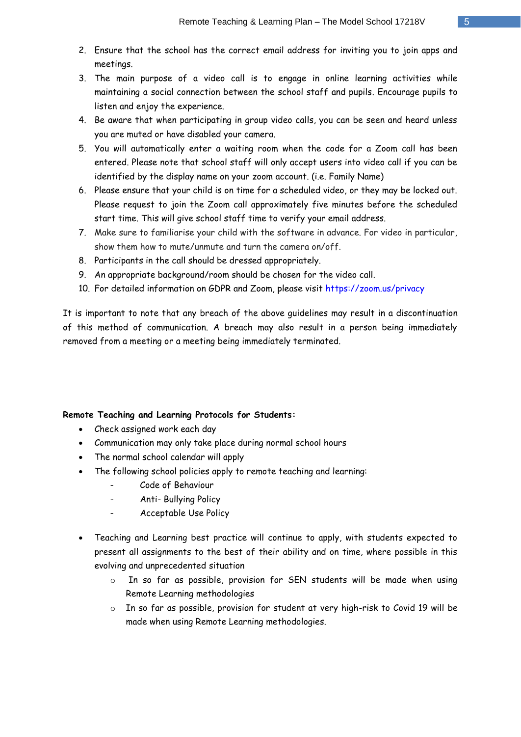2. Ensure that the school has the correct email address for inviting you to join apps and meetings.
3. The main purpose of a video call is to engage in online learning activities while maintaining a social connection between the school staff and pupils. Encourage pupils to listen and enjoy the experience.
4. Be aware that when participating in group video calls, you can be seen and heard unless you are muted or have disabled your camera.
5. You will automatically enter a waiting room when the code for a Zoom call has been entered. Please note that school staff will only accept users into video call if you can be identified by the display name on your zoom account. (i.e. Family Name)
6. Please ensure that your child is on time for a scheduled video, or they may be locked out. Please request to join the Zoom call approximately five minutes before the scheduled start time. This will give school staff time to verify your email address.
7. Make sure to familiarise your child with the software in advance. For video in particular, show them how to mute/unmute and turn the camera on/off.
8. Participants in the call should be dressed appropriately.
9. An appropriate background/room should be chosen for the video call.
10. For detailed information on GDPR and Zoom, please visit https://zoom.us/privacy

It is important to note that any breach of the above guidelines may result in a discontinuation of this method of communication. A breach may also result in a person being immediately removed from a meeting or a meeting being immediately terminated.

**Remote Teaching and Learning Protocols for Students:**

- Check assigned work each day
- Communication may only take place during normal school hours
- The normal school calendar will apply
- The following school policies apply to remote teaching and learning:
  - Code of Behaviour
  - Anti- Bullying Policy
  - Acceptable Use Policy

- Teaching and Learning best practice will continue to apply, with students expected to present all assignments to the best of their ability and on time, where possible in this evolving and unprecedented situation
  - In so far as possible, provision for SEN students will be made when using Remote Learning methodologies
  - In so far as possible, provision for student at very high-risk to Covid 19 will be made when using Remote Learning methodologies.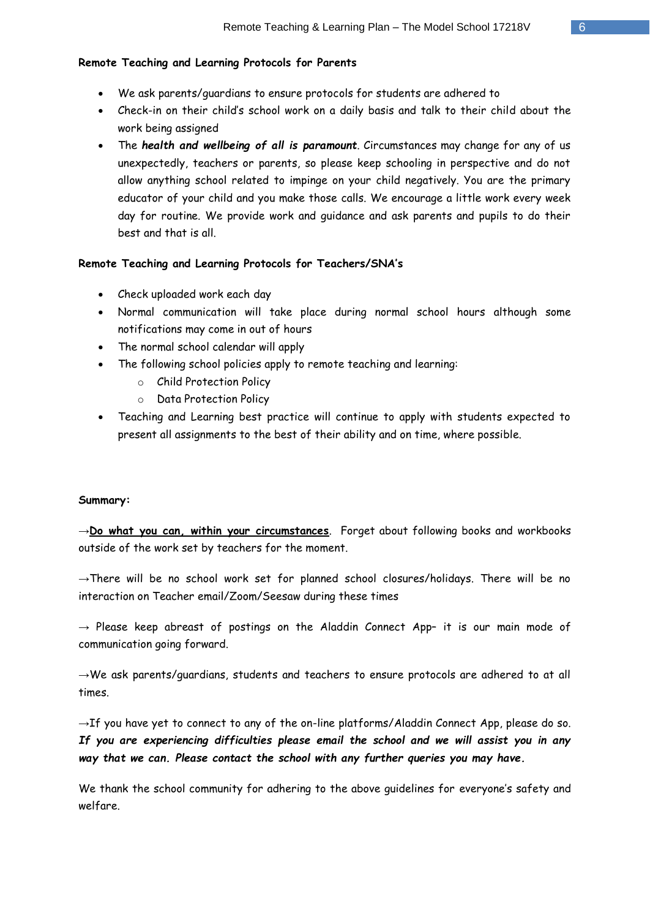**Remote Teaching and Learning Protocols for Parents**

- We ask parents/guardians to ensure protocols for students are adhered to
- Check-in on their child's school work on a daily basis and talk to their child about the work being assigned
- The ***health and wellbeing of all is paramount***. Circumstances may change for any of us unexpectedly, teachers or parents, so please keep schooling in perspective and do not allow anything school related to impinge on your child negatively. You are the primary educator of your child and you make those calls. We encourage a little work every week day for routine. We provide work and guidance and ask parents and pupils to do their best and that is all.

**Remote Teaching and Learning Protocols for Teachers/SNA's**

- Check uploaded work each day
- Normal communication will take place during normal school hours although some notifications may come in out of hours
- The normal school calendar will apply
- The following school policies apply to remote teaching and learning:
  - Child Protection Policy
  - Data Protection Policy
- Teaching and Learning best practice will continue to apply with students expected to present all assignments to the best of their ability and on time, where possible.

**Summary:**

→**<u>Do what you can, within your circumstances</u>**. Forget about following books and workbooks outside of the work set by teachers for the moment.

→There will be no school work set for planned school closures/holidays. There will be no interaction on Teacher email/Zoom/Seesaw during these times

→ Please keep abreast of postings on the Aladdin Connect App– it is our main mode of communication going forward.

→We ask parents/guardians, students and teachers to ensure protocols are adhered to at all times.

→If you have yet to connect to any of the on-line platforms/Aladdin Connect App, please do so. ***If you are experiencing difficulties please email the school and we will assist you in any way that we can. Please contact the school with any further queries you may have.***

We thank the school community for adhering to the above guidelines for everyone's safety and welfare.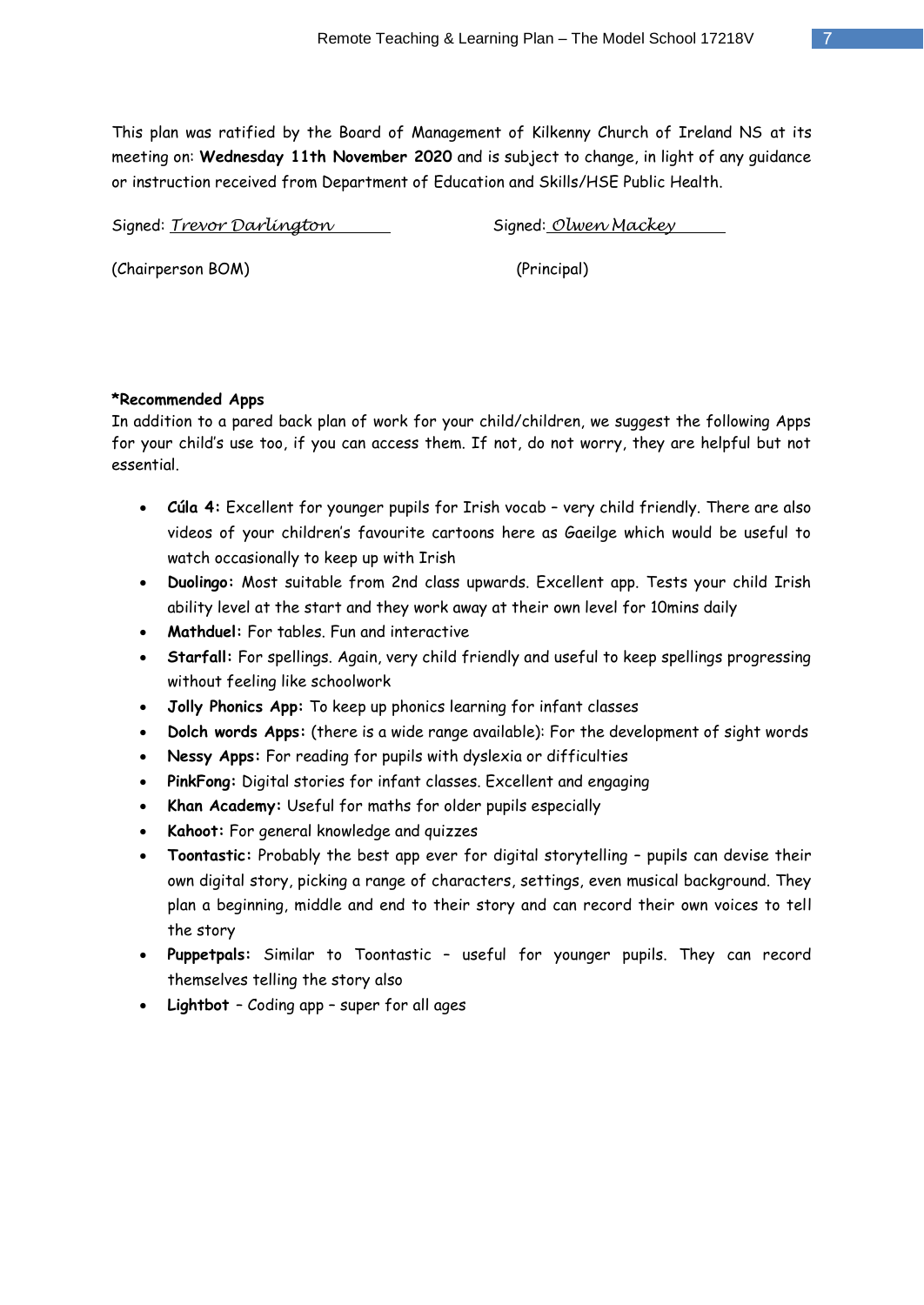This plan was ratified by the Board of Management of Kilkenny Church of Ireland NS at its meeting on: **Wednesday 11th November 2020** and is subject to change, in light of any guidance or instruction received from Department of Education and Skills/HSE Public Health.

Signed: *Trevor Darlington* (Chairperson BOM)

Signed: *Olwen Mackey* (Principal)

**\*Recommended Apps**

In addition to a pared back plan of work for your child/children, we suggest the following Apps for your child's use too, if you can access them. If not, do not worry, they are helpful but not essential.

- **Cúla 4:** Excellent for younger pupils for Irish vocab – very child friendly. There are also videos of your children's favourite cartoons here as Gaeilge which would be useful to watch occasionally to keep up with Irish
- **Duolingo:** Most suitable from 2nd class upwards. Excellent app. Tests your child Irish ability level at the start and they work away at their own level for 10mins daily
- **Mathduel:** For tables. Fun and interactive
- **Starfall:** For spellings. Again, very child friendly and useful to keep spellings progressing without feeling like schoolwork
- **Jolly Phonics App:** To keep up phonics learning for infant classes
- **Dolch words Apps:** (there is a wide range available): For the development of sight words
- **Nessy Apps:** For reading for pupils with dyslexia or difficulties
- **PinkFong:** Digital stories for infant classes. Excellent and engaging
- **Khan Academy:** Useful for maths for older pupils especially
- **Kahoot:** For general knowledge and quizzes
- **Toontastic:** Probably the best app ever for digital storytelling – pupils can devise their own digital story, picking a range of characters, settings, even musical background. They plan a beginning, middle and end to their story and can record their own voices to tell the story
- **Puppetpals:** Similar to Toontastic – useful for younger pupils. They can record themselves telling the story also
- **Lightbot** – Coding app – super for all ages